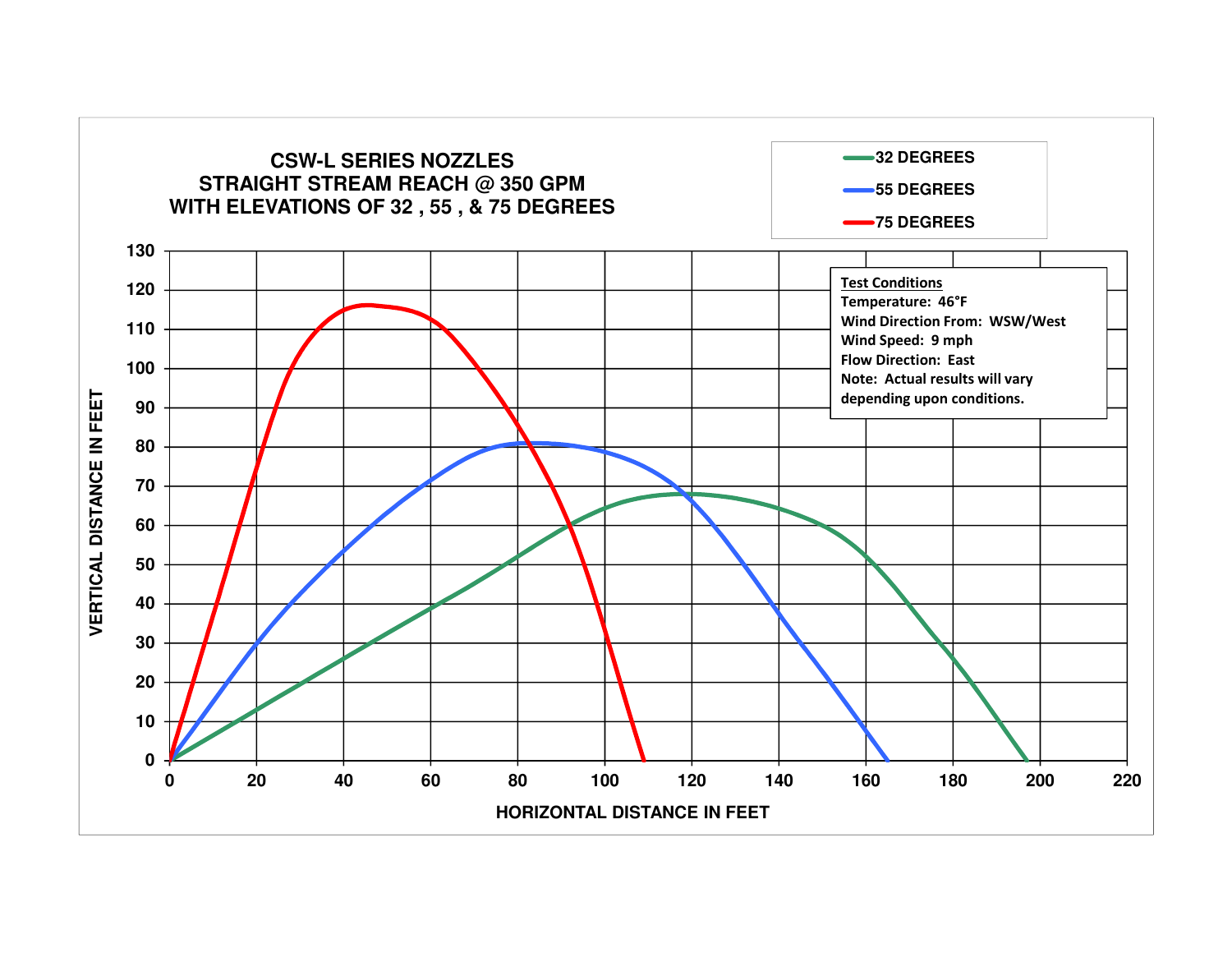# CSW-L SERIES NOZZLES
## STRAIGHT STREAM REACH @ 350 GPM
## WITH ELEVATIONS OF 32 , 55 , & 75 DEGREES

- 32 DEGREES
- 55 DEGREES
- 75 DEGREES

**Test Conditions**
Temperature: 46°F
Wind Direction From: WSW/West
Wind Speed: 9 mph
Flow Direction: East
Note: Actual results will vary depending upon conditions.

VERTICAL DISTANCE IN FEET: 0, 10, 20, 30, 40, 50, 60, 70, 80, 90, 100, 110, 120, 130

HORIZONTAL DISTANCE IN FEET: 0, 20, 40, 60, 80, 100, 120, 140, 160, 180, 200, 220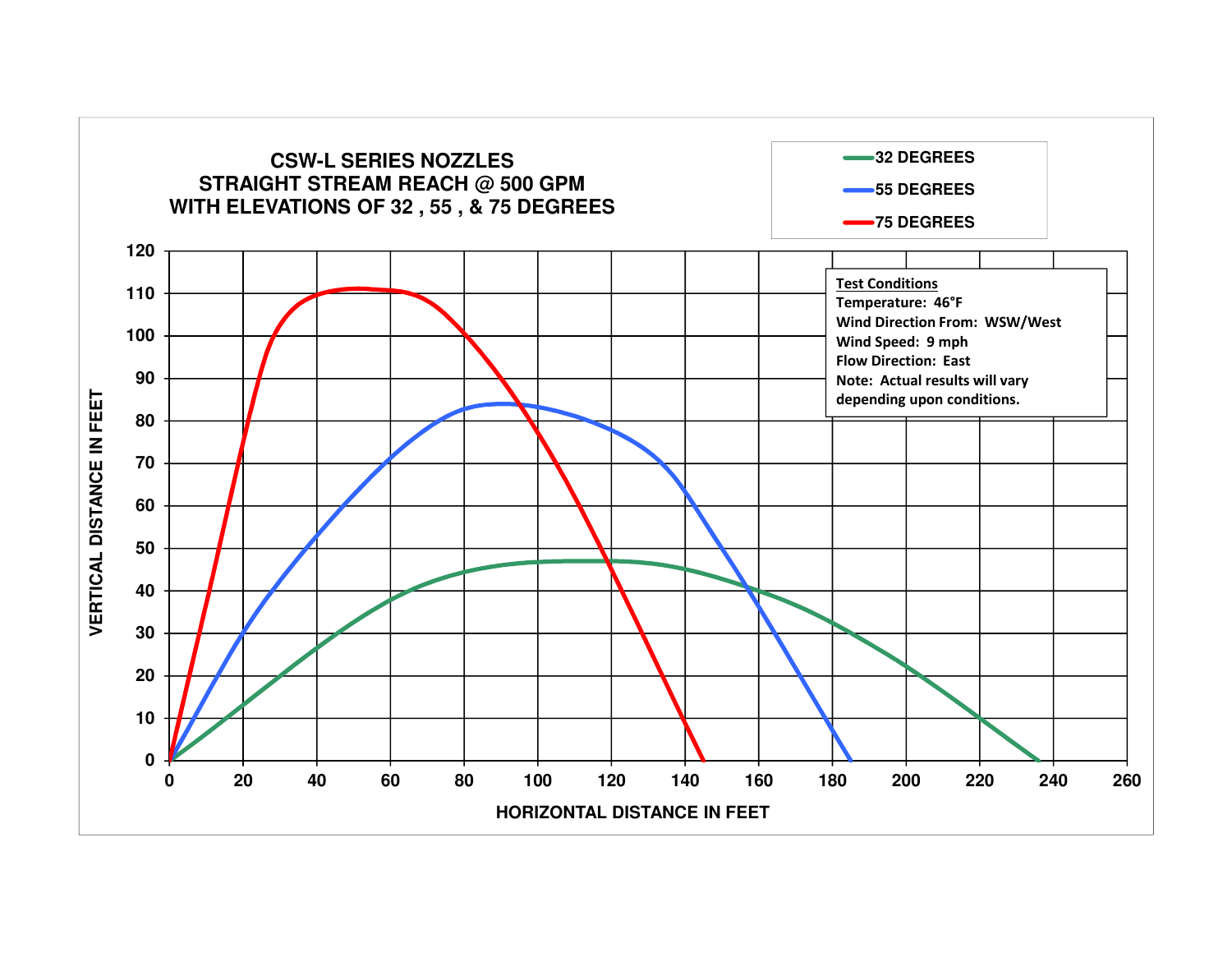# CSW-L SERIES NOZZLES
## STRAIGHT STREAM REACH @ 500 GPM
## WITH ELEVATIONS OF 32 , 55 , & 75 DEGREES

- 32 DEGREES
- 55 DEGREES
- 75 DEGREES

**Test Conditions**

Temperature: 46°F

Wind Direction From: WSW/West

Wind Speed: 9 mph

Flow Direction: East

Note: Actual results will vary depending upon conditions.

VERTICAL DISTANCE IN FEET

HORIZONTAL DISTANCE IN FEET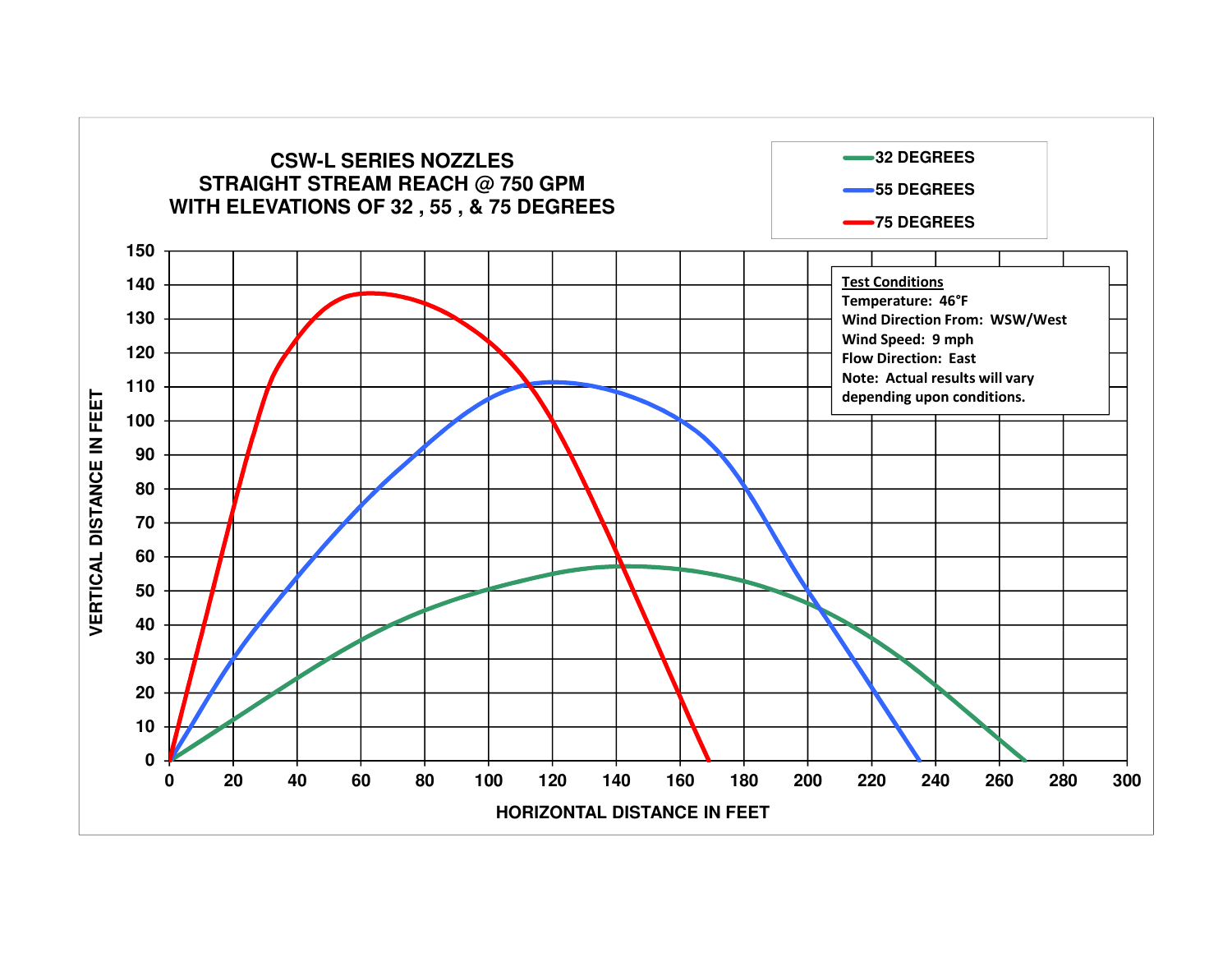# CSW-L SERIES NOZZLES
## STRAIGHT STREAM REACH @ 750 GPM
## WITH ELEVATIONS OF 32 , 55 , & 75 DEGREES

- 32 DEGREES
- 55 DEGREES
- 75 DEGREES

**Test Conditions**
Temperature: 46°F
Wind Direction From: WSW/West
Wind Speed: 9 mph
Flow Direction: East
Note: Actual results will vary depending upon conditions.

VERTICAL DISTANCE IN FEET

HORIZONTAL DISTANCE IN FEET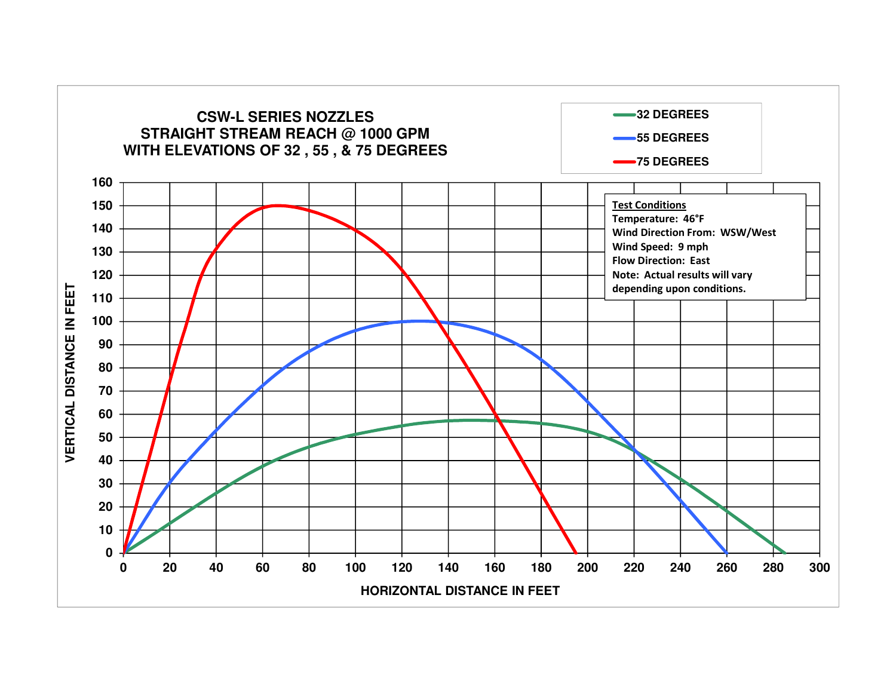# CSW-L SERIES NOZZLES
## STRAIGHT STREAM REACH @ 1000 GPM
## WITH ELEVATIONS OF 32 , 55 , & 75 DEGREES

Legend:
- 32 DEGREES
- 55 DEGREES
- 75 DEGREES

**Test Conditions**
Temperature: 46°F
Wind Direction From: WSW/West
Wind Speed: 9 mph
Flow Direction: East
Note: Actual results will vary depending upon conditions.

VERTICAL DISTANCE IN FEET

HORIZONTAL DISTANCE IN FEET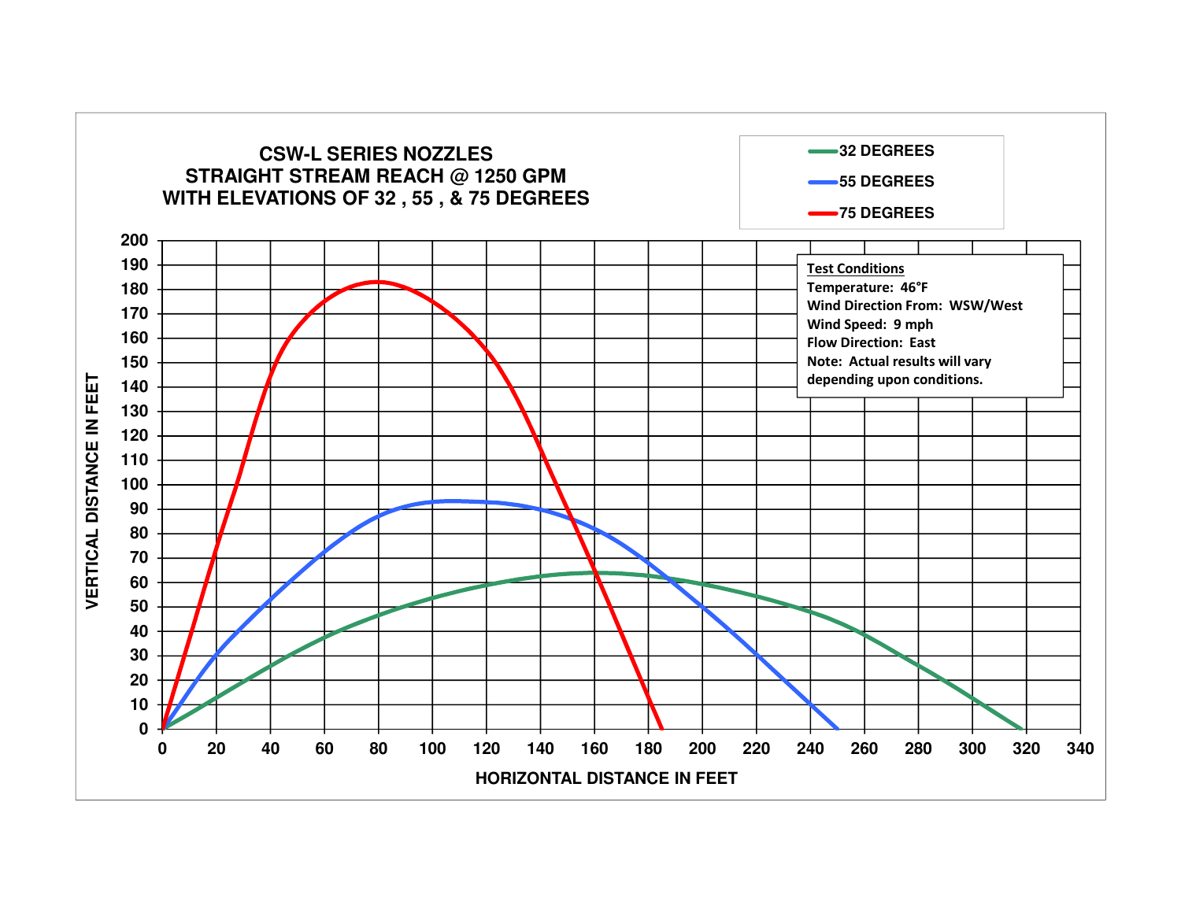CSW-L SERIES NOZZLES
STRAIGHT STREAM REACH @ 1250 GPM
WITH ELEVATIONS OF 32 , 55 , & 75 DEGREES

32 DEGREES
55 DEGREES
75 DEGREES

**Test Conditions**
Temperature: 46°F
Wind Direction From: WSW/West
Wind Speed: 9 mph
Flow Direction: East
Note: Actual results will vary depending upon conditions.

VERTICAL DISTANCE IN FEET

200
190
180
170
160
150
140
130
120
110
100
90
80
70
60
50
40
30
20
10
0

0 20 40 60 80 100 120 140 160 180 200 220 240 260 280 300 320 340

HORIZONTAL DISTANCE IN FEET